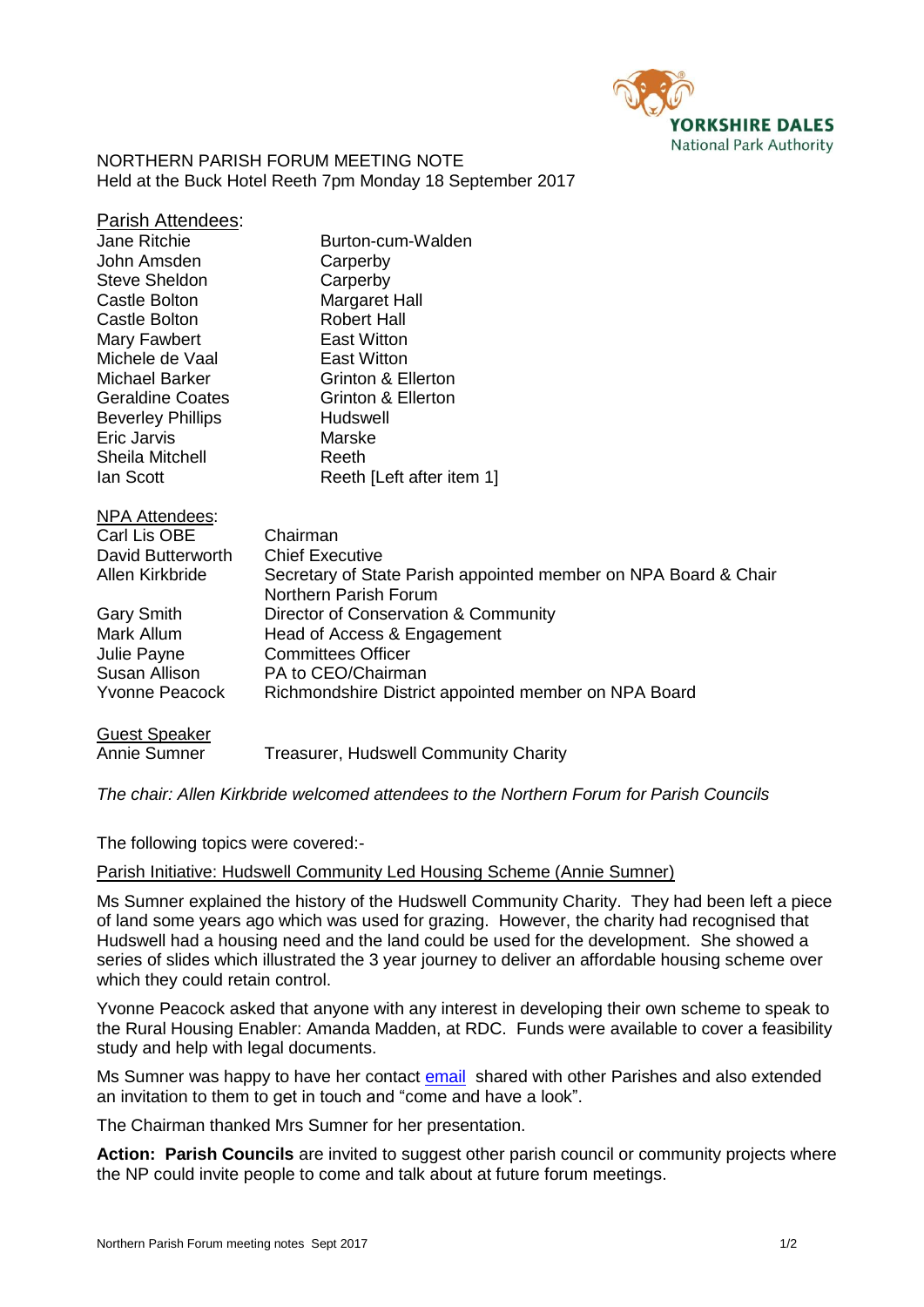NORTHERN PARISH FORUM MEETING NOTE
Held at the Buck Hotel Reeth 7pm Monday 18 September 2017

Parish Attendees:

| | |
|---|---|
| Jane Ritchie | Burton-cum-Walden |
| John Amsden | Carperby |
| Steve Sheldon | Carperby |
| Castle Bolton | Margaret Hall |
| Castle Bolton | Robert Hall |
| Mary Fawbert | East Witton |
| Michele de Vaal | East Witton |
| Michael Barker | Grinton & Ellerton |
| Geraldine Coates | Grinton & Ellerton |
| Beverley Phillips | Hudswell |
| Eric Jarvis | Marske |
| Sheila Mitchell | Reeth |
| Ian Scott | Reeth [Left after item 1] |

NPA Attendees:

| | |
|---|---|
| Carl Lis OBE | Chairman |
| David Butterworth | Chief Executive |
| Allen Kirkbride | Secretary of State Parish appointed member on NPA Board & Chair Northern Parish Forum |
| Gary Smith | Director of Conservation & Community |
| Mark Allum | Head of Access & Engagement |
| Julie Payne | Committees Officer |
| Susan Allison | PA to CEO/Chairman |
| Yvonne Peacock | Richmondshire District appointed member on NPA Board |

Guest Speaker

| | |
|---|---|
| Annie Sumner | Treasurer, Hudswell Community Charity |

*The chair: Allen Kirkbride welcomed attendees to the Northern Forum for Parish Councils*

The following topics were covered:-

Parish Initiative: Hudswell Community Led Housing Scheme (Annie Sumner)

Ms Sumner explained the history of the Hudswell Community Charity. They had been left a piece of land some years ago which was used for grazing. However, the charity had recognised that Hudswell had a housing need and the land could be used for the development. She showed a series of slides which illustrated the 3 year journey to deliver an affordable housing scheme over which they could retain control.

Yvonne Peacock asked that anyone with any interest in developing their own scheme to speak to the Rural Housing Enabler: Amanda Madden, at RDC. Funds were available to cover a feasibility study and help with legal documents.

Ms Sumner was happy to have her contact email shared with other Parishes and also extended an invitation to them to get in touch and "come and have a look".

The Chairman thanked Mrs Sumner for her presentation.

**Action: Parish Councils** are invited to suggest other parish council or community projects where the NP could invite people to come and talk about at future forum meetings.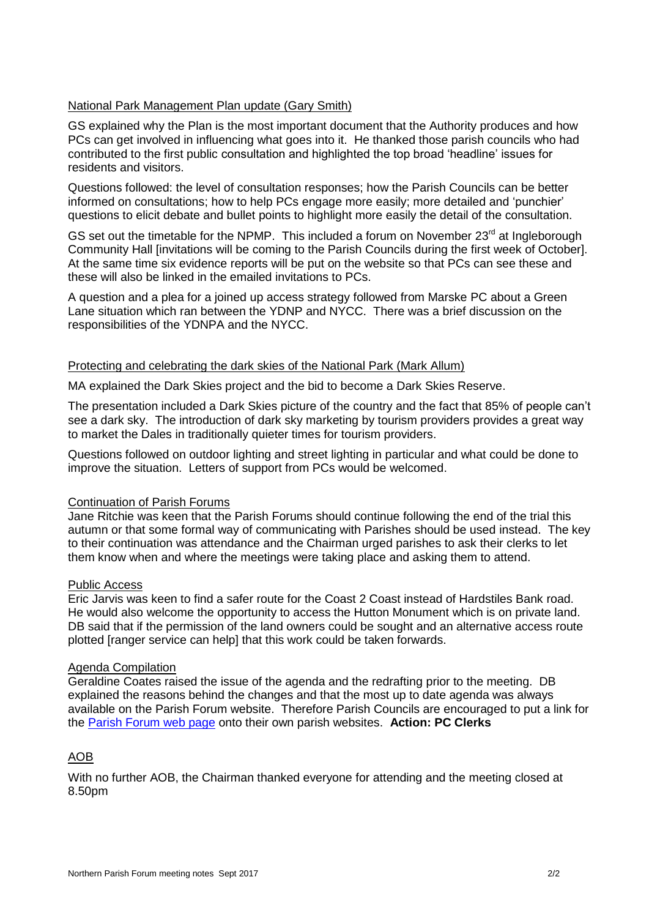### National Park Management Plan update (Gary Smith)

GS explained why the Plan is the most important document that the Authority produces and how PCs can get involved in influencing what goes into it. He thanked those parish councils who had contributed to the first public consultation and highlighted the top broad 'headline' issues for residents and visitors.

Questions followed: the level of consultation responses; how the Parish Councils can be better informed on consultations; how to help PCs engage more easily; more detailed and 'punchier' questions to elicit debate and bullet points to highlight more easily the detail of the consultation.

GS set out the timetable for the NPMP. This included a forum on November 23rd at Ingleborough Community Hall [invitations will be coming to the Parish Councils during the first week of October]. At the same time six evidence reports will be put on the website so that PCs can see these and these will also be linked in the emailed invitations to PCs.

A question and a plea for a joined up access strategy followed from Marske PC about a Green Lane situation which ran between the YDNP and NYCC. There was a brief discussion on the responsibilities of the YDNPA and the NYCC.

### Protecting and celebrating the dark skies of the National Park (Mark Allum)

MA explained the Dark Skies project and the bid to become a Dark Skies Reserve.

The presentation included a Dark Skies picture of the country and the fact that 85% of people can't see a dark sky. The introduction of dark sky marketing by tourism providers provides a great way to market the Dales in traditionally quieter times for tourism providers.

Questions followed on outdoor lighting and street lighting in particular and what could be done to improve the situation. Letters of support from PCs would be welcomed.

### Continuation of Parish Forums

Jane Ritchie was keen that the Parish Forums should continue following the end of the trial this autumn or that some formal way of communicating with Parishes should be used instead. The key to their continuation was attendance and the Chairman urged parishes to ask their clerks to let them know when and where the meetings were taking place and asking them to attend.

### Public Access

Eric Jarvis was keen to find a safer route for the Coast 2 Coast instead of Hardstiles Bank road. He would also welcome the opportunity to access the Hutton Monument which is on private land. DB said that if the permission of the land owners could be sought and an alternative access route plotted [ranger service can help] that this work could be taken forwards.

### Agenda Compilation

Geraldine Coates raised the issue of the agenda and the redrafting prior to the meeting. DB explained the reasons behind the changes and that the most up to date agenda was always available on the Parish Forum website. Therefore Parish Councils are encouraged to put a link for the Parish Forum web page onto their own parish websites. **Action: PC Clerks**

## AOB

With no further AOB, the Chairman thanked everyone for attending and the meeting closed at 8.50pm